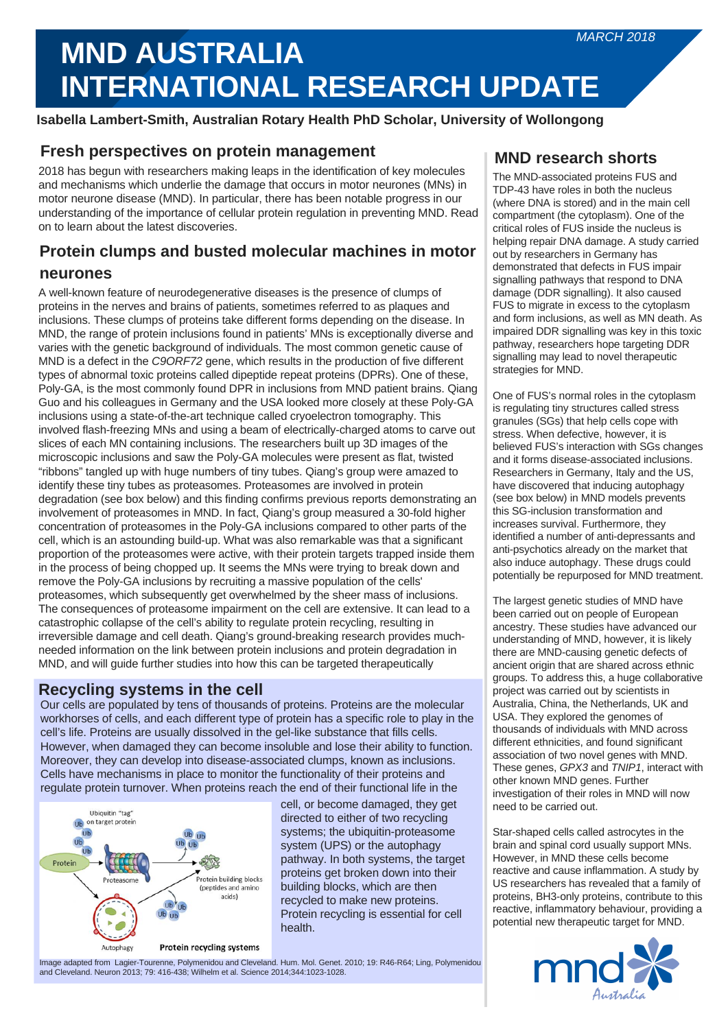MARCH 2018

# MND AUSTRALIA INTERNATIONAL RESEARCH UPDATE

**Isabella Lambert-Smith, Australian Rotary Health PhD Scholar, University of Wollongong**

## Fresh perspectives on protein management

2018 has begun with researchers making leaps in the identification of key molecules and mechanisms which underlie the damage that occurs in motor neurones (MNs) in motor neurone disease (MND). In particular, there has been notable progress in our understanding of the importance of cellular protein regulation in preventing MND. Read on to learn about the latest discoveries.

## Protein clumps and busted molecular machines in motor neurones

A well-known feature of neurodegenerative diseases is the presence of clumps of proteins in the nerves and brains of patients, sometimes referred to as plaques and inclusions. These clumps of proteins take different forms depending on the disease. In MND, the range of protein inclusions found in patients' MNs is exceptionally diverse and varies with the genetic background of individuals. The most common genetic cause of MND is a defect in the *C9ORF72* gene, which results in the production of five different types of abnormal toxic proteins called dipeptide repeat proteins (DPRs). One of these, Poly-GA, is the most commonly found DPR in inclusions from MND patient brains. Qiang Guo and his colleagues in Germany and the USA looked more closely at these Poly-GA inclusions using a state-of-the-art technique called cryoelectron tomography. This involved flash-freezing MNs and using a beam of electrically-charged atoms to carve out slices of each MN containing inclusions. The researchers built up 3D images of the microscopic inclusions and saw the Poly-GA molecules were present as flat, twisted "ribbons" tangled up with huge numbers of tiny tubes. Qiang's group were amazed to identify these tiny tubes as proteasomes. Proteasomes are involved in protein degradation (see box below) and this finding confirms previous reports demonstrating an involvement of proteasomes in MND. In fact, Qiang's group measured a 30-fold higher concentration of proteasomes in the Poly-GA inclusions compared to other parts of the cell, which is an astounding build-up. What was also remarkable was that a significant proportion of the proteasomes were active, with their protein targets trapped inside them in the process of being chopped up. It seems the MNs were trying to break down and remove the Poly-GA inclusions by recruiting a massive population of the cells' proteasomes, which subsequently get overwhelmed by the sheer mass of inclusions. The consequences of proteasome impairment on the cell are extensive. It can lead to a catastrophic collapse of the cell's ability to regulate protein recycling, resulting in irreversible damage and cell death. Qiang's ground-breaking research provides much-needed information on the link between protein inclusions and protein degradation in MND, and will guide further studies into how this can be targeted therapeutically

## Recycling systems in the cell

Our cells are populated by tens of thousands of proteins. Proteins are the molecular workhorses of cells, and each different type of protein has a specific role to play in the cell's life. Proteins are usually dissolved in the gel-like substance that fills cells. However, when damaged they can become insoluble and lose their ability to function. Moreover, they can develop into disease-associated clumps, known as inclusions. Cells have mechanisms in place to monitor the functionality of their proteins and regulate protein turnover. When proteins reach the end of their functional life in the cell, or become damaged, they get directed to either of two recycling systems; the ubiquitin-proteasome system (UPS) or the autophagy pathway. In both systems, the target proteins get broken down into their building blocks, which are then recycled to make new proteins. Protein recycling is essential for cell health.

Protein recycling systems

Image adapted from Lagier-Tourenne, Polymenidou and Cleveland. Hum. Mol. Genet. 2010; 19: R46-R64; Ling, Polymenidou and Cleveland. Neuron 2013; 79: 416-438; Wilhelm et al. Science 2014;344:1023-1028.

## MND research shorts

The MND-associated proteins FUS and TDP-43 have roles in both the nucleus (where DNA is stored) and in the main cell compartment (the cytoplasm). One of the critical roles of FUS inside the nucleus is helping repair DNA damage. A study carried out by researchers in Germany has demonstrated that defects in FUS impair signalling pathways that respond to DNA damage (DDR signalling). It also caused FUS to migrate in excess to the cytoplasm and form inclusions, as well as MN death. As impaired DDR signalling was key in this toxic pathway, researchers hope targeting DDR signalling may lead to novel therapeutic strategies for MND.

One of FUS's normal roles in the cytoplasm is regulating tiny structures called stress granules (SGs) that help cells cope with stress. When defective, however, it is believed FUS's interaction with SGs changes and it forms disease-associated inclusions. Researchers in Germany, Italy and the US, have discovered that inducing autophagy (see box below) in MND models prevents this SG-inclusion transformation and increases survival. Furthermore, they identified a number of anti-depressants and anti-psychotics already on the market that also induce autophagy. These drugs could potentially be repurposed for MND treatment.

The largest genetic studies of MND have been carried out on people of European ancestry. These studies have advanced our understanding of MND, however, it is likely there are MND-causing genetic defects of ancient origin that are shared across ethnic groups. To address this, a huge collaborative project was carried out by scientists in Australia, China, the Netherlands, UK and USA. They explored the genomes of thousands of individuals with MND across different ethnicities, and found significant association of two novel genes with MND. These genes, *GPX3* and *TNIP1*, interact with other known MND genes. Further investigation of their roles in MND will now need to be carried out.

Star-shaped cells called astrocytes in the brain and spinal cord usually support MNs. However, in MND these cells become reactive and cause inflammation. A study by US researchers has revealed that a family of proteins, BH3-only proteins, contribute to this reactive, inflammatory behaviour, providing a potential new therapeutic target for MND.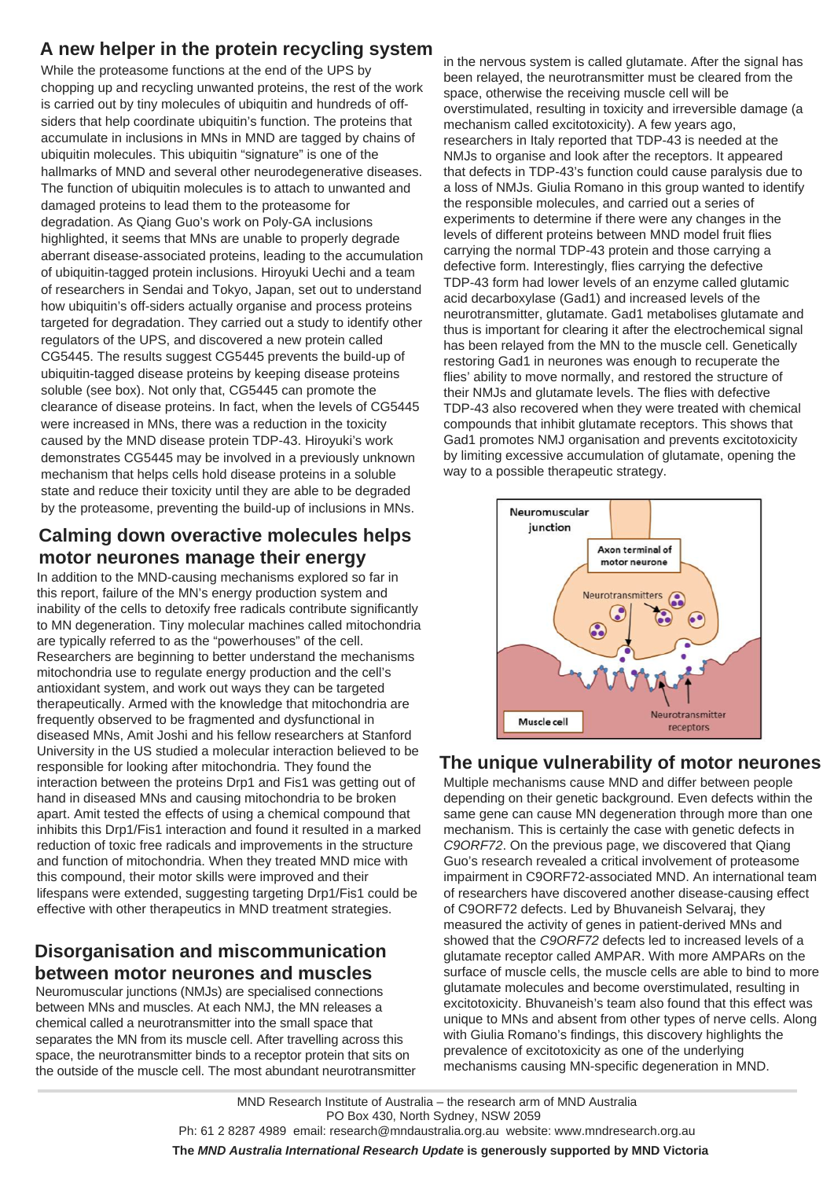## A new helper in the protein recycling system

While the proteasome functions at the end of the UPS by chopping up and recycling unwanted proteins, the rest of the work is carried out by tiny molecules of ubiquitin and hundreds of off-siders that help coordinate ubiquitin's function. The proteins that accumulate in inclusions in MNs in MND are tagged by chains of ubiquitin molecules. This ubiquitin "signature" is one of the hallmarks of MND and several other neurodegenerative diseases. The function of ubiquitin molecules is to attach to unwanted and damaged proteins to lead them to the proteasome for degradation. As Qiang Guo's work on Poly-GA inclusions highlighted, it seems that MNs are unable to properly degrade aberrant disease-associated proteins, leading to the accumulation of ubiquitin-tagged protein inclusions. Hiroyuki Uechi and a team of researchers in Sendai and Tokyo, Japan, set out to understand how ubiquitin's off-siders actually organise and process proteins targeted for degradation. They carried out a study to identify other regulators of the UPS, and discovered a new protein called CG5445. The results suggest CG5445 prevents the build-up of ubiquitin-tagged disease proteins by keeping disease proteins soluble (see box). Not only that, CG5445 can promote the clearance of disease proteins. In fact, when the levels of CG5445 were increased in MNs, there was a reduction in the toxicity caused by the MND disease protein TDP-43. Hiroyuki's work demonstrates CG5445 may be involved in a previously unknown mechanism that helps cells hold disease proteins in a soluble state and reduce their toxicity until they are able to be degraded by the proteasome, preventing the build-up of inclusions in MNs.

## Calming down overactive molecules helps motor neurones manage their energy

In addition to the MND-causing mechanisms explored so far in this report, failure of the MN's energy production system and inability of the cells to detoxify free radicals contribute significantly to MN degeneration. Tiny molecular machines called mitochondria are typically referred to as the "powerhouses" of the cell. Researchers are beginning to better understand the mechanisms mitochondria use to regulate energy production and the cell's antioxidant system, and work out ways they can be targeted therapeutically. Armed with the knowledge that mitochondria are frequently observed to be fragmented and dysfunctional in diseased MNs, Amit Joshi and his fellow researchers at Stanford University in the US studied a molecular interaction believed to be responsible for looking after mitochondria. They found the interaction between the proteins Drp1 and Fis1 was getting out of hand in diseased MNs and causing mitochondria to be broken apart. Amit tested the effects of using a chemical compound that inhibits this Drp1/Fis1 interaction and found it resulted in a marked reduction of toxic free radicals and improvements in the structure and function of mitochondria. When they treated MND mice with this compound, their motor skills were improved and their lifespans were extended, suggesting targeting Drp1/Fis1 could be effective with other therapeutics in MND treatment strategies.

## Disorganisation and miscommunication between motor neurones and muscles

Neuromuscular junctions (NMJs) are specialised connections between MNs and muscles. At each NMJ, the MN releases a chemical called a neurotransmitter into the small space that separates the MN from its muscle cell. After travelling across this space, the neurotransmitter binds to a receptor protein that sits on the outside of the muscle cell. The most abundant neurotransmitter in the nervous system is called glutamate. After the signal has been relayed, the neurotransmitter must be cleared from the space, otherwise the receiving muscle cell will be overstimulated, resulting in toxicity and irreversible damage (a mechanism called excitotoxicity). A few years ago, researchers in Italy reported that TDP-43 is needed at the NMJs to organise and look after the receptors. It appeared that defects in TDP-43's function could cause paralysis due to a loss of NMJs. Giulia Romano in this group wanted to identify the responsible molecules, and carried out a series of experiments to determine if there were any changes in the levels of different proteins between MND model fruit flies carrying the normal TDP-43 protein and those carrying a defective form. Interestingly, flies carrying the defective TDP-43 form had lower levels of an enzyme called glutamic acid decarboxylase (Gad1) and increased levels of the neurotransmitter, glutamate. Gad1 metabolises glutamate and thus is important for clearing it after the electrochemical signal has been relayed from the MN to the muscle cell. Genetically restoring Gad1 in neurones was enough to recuperate the flies' ability to move normally, and restored the structure of their NMJs and glutamate levels. The flies with defective TDP-43 also recovered when they were treated with chemical compounds that inhibit glutamate receptors. This shows that Gad1 promotes NMJ organisation and prevents excitotoxicity by limiting excessive accumulation of glutamate, opening the way to a possible therapeutic strategy.

Neuromuscular junction

Axon terminal of motor neurone

Neurotransmitters

Muscle cell

Neurotransmitter receptors

## The unique vulnerability of motor neurones

Multiple mechanisms cause MND and differ between people depending on their genetic background. Even defects within the same gene can cause MN degeneration through more than one mechanism. This is certainly the case with genetic defects in *C9ORF72*. On the previous page, we discovered that Qiang Guo's research revealed a critical involvement of proteasome impairment in C9ORF72-associated MND. An international team of researchers have discovered another disease-causing effect of C9ORF72 defects. Led by Bhuvaneish Selvaraj, they measured the activity of genes in patient-derived MNs and showed that the *C9ORF72* defects led to increased levels of a glutamate receptor called AMPAR. With more AMPARs on the surface of muscle cells, the muscle cells are able to bind to more glutamate molecules and become overstimulated, resulting in excitotoxicity. Bhuvaneish's team also found that this effect was unique to MNs and absent from other types of nerve cells. Along with Giulia Romano's findings, this discovery highlights the prevalence of excitotoxicity as one of the underlying mechanisms causing MN-specific degeneration in MND.

MND Research Institute of Australia – the research arm of MND Australia
PO Box 430, North Sydney, NSW 2059
Ph: 61 2 8287 4989 email: research@mndaustralia.org.au website: www.mndresearch.org.au

**The *MND Australia International Research Update* is generously supported by MND Victoria**